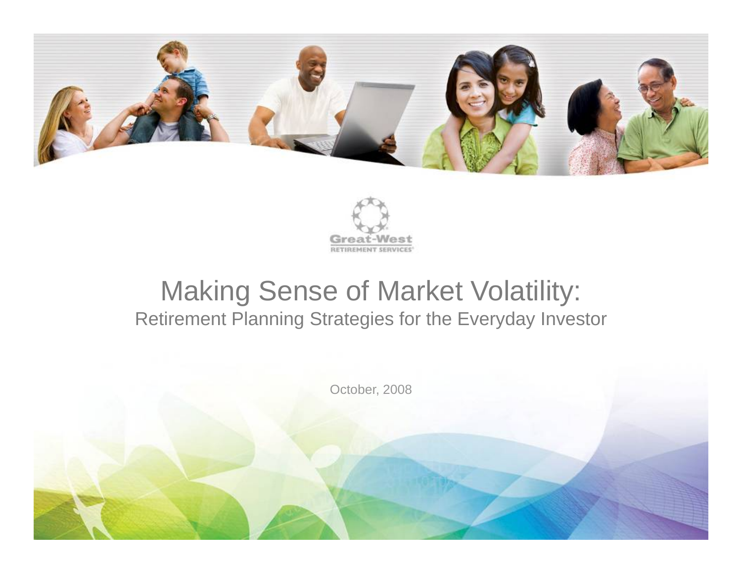Great-West RETIREMENT SERVICES

# Making Sense of Market Volatility:

## Retirement Planning Strategies for the Everyday Investor

October, 2008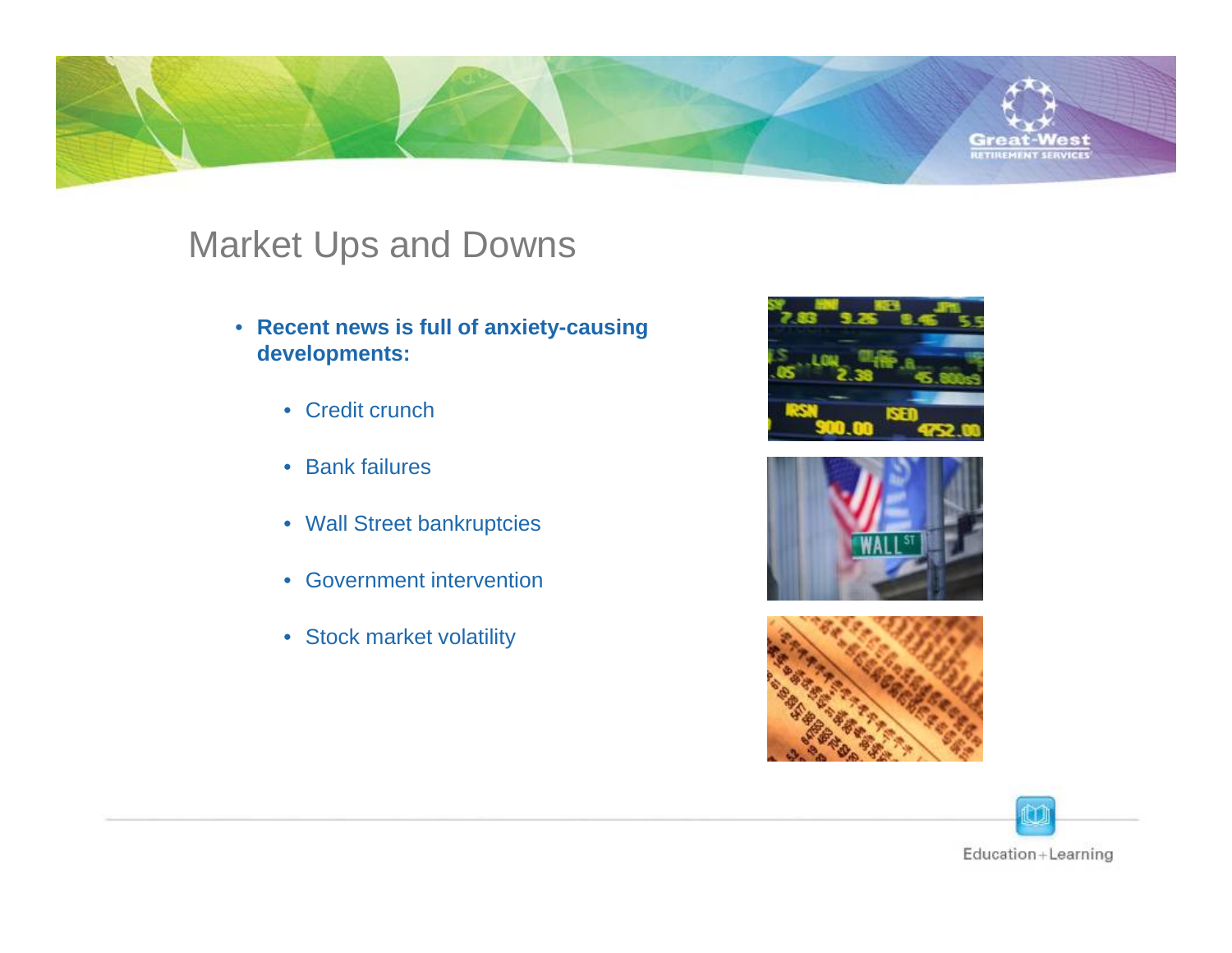# Market Ups and Downs

- **Recent news is full of anxiety-causing developments:**
  - Credit crunch
  - Bank failures
  - Wall Street bankruptcies
  - Government intervention
  - Stock market volatility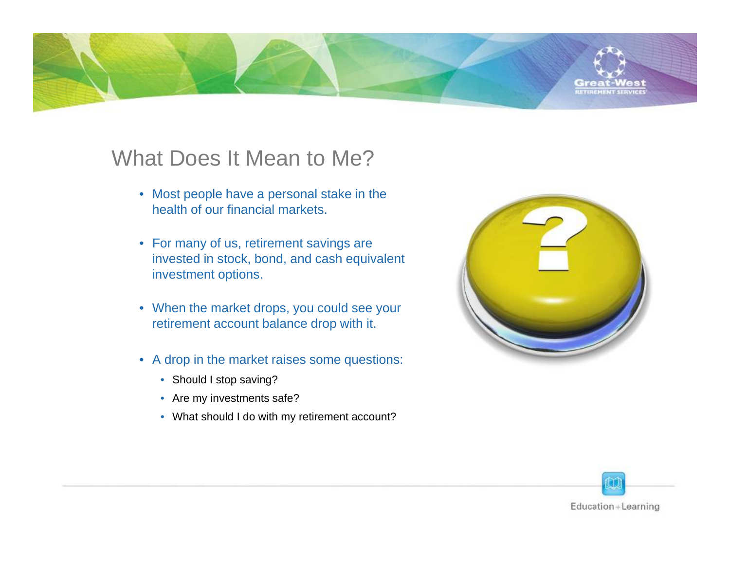# What Does It Mean to Me?

- Most people have a personal stake in the health of our financial markets.
- For many of us, retirement savings are invested in stock, bond, and cash equivalent investment options.
- When the market drops, you could see your retirement account balance drop with it.
- A drop in the market raises some questions:
  - Should I stop saving?
  - Are my investments safe?
  - What should I do with my retirement account?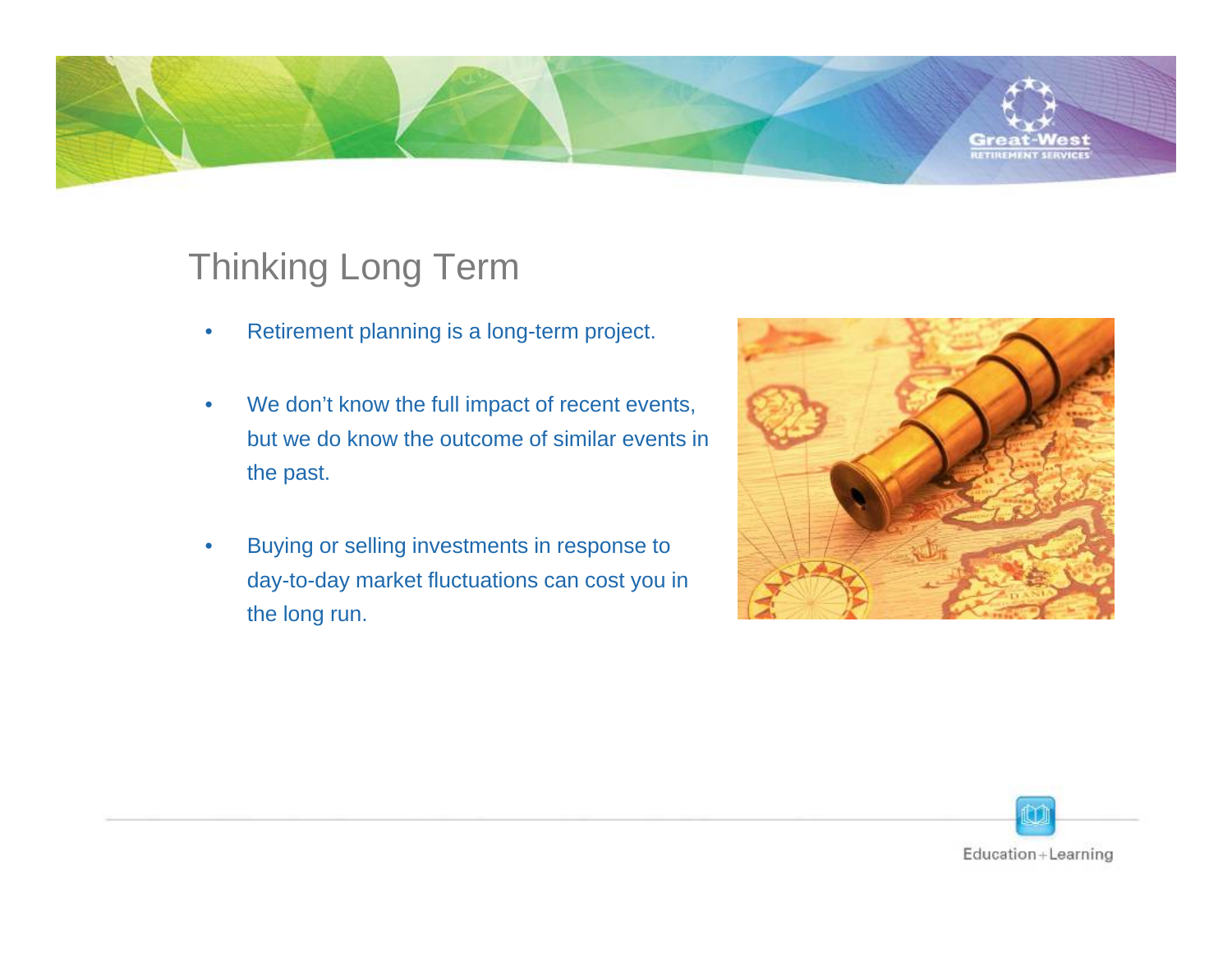# Thinking Long Term

- Retirement planning is a long-term project.
- We don't know the full impact of recent events, but we do know the outcome of similar events in the past.
- Buying or selling investments in response to day-to-day market fluctuations can cost you in the long run.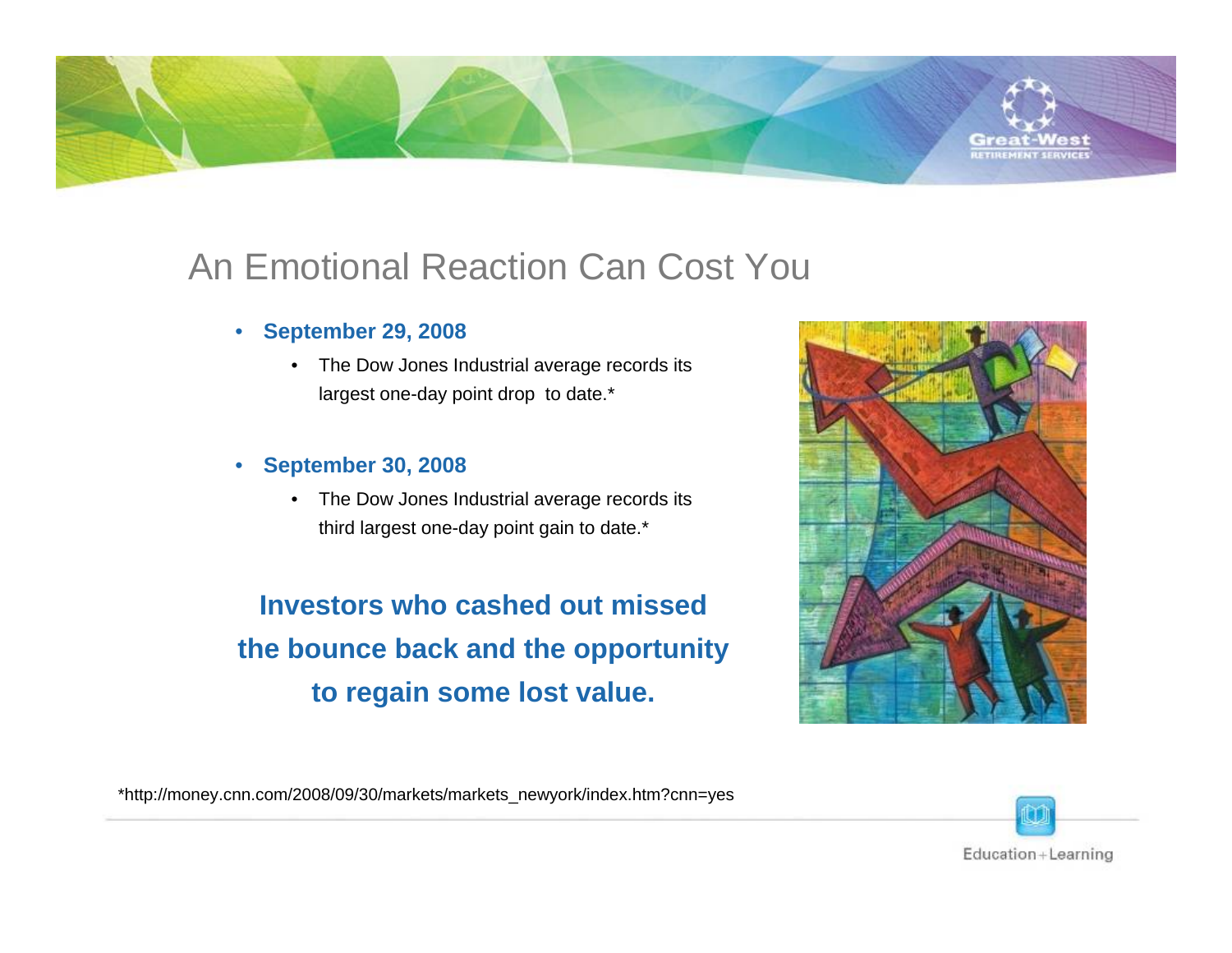## An Emotional Reaction Can Cost You

- **September 29, 2008**
  - The Dow Jones Industrial average records its largest one-day point drop to date.*
- **September 30, 2008**
  - The Dow Jones Industrial average records its third largest one-day point gain to date.*

**Investors who cashed out missed the bounce back and the opportunity to regain some lost value.**

*http://money.cnn.com/2008/09/30/markets/markets_newyork/index.htm?cnn=yes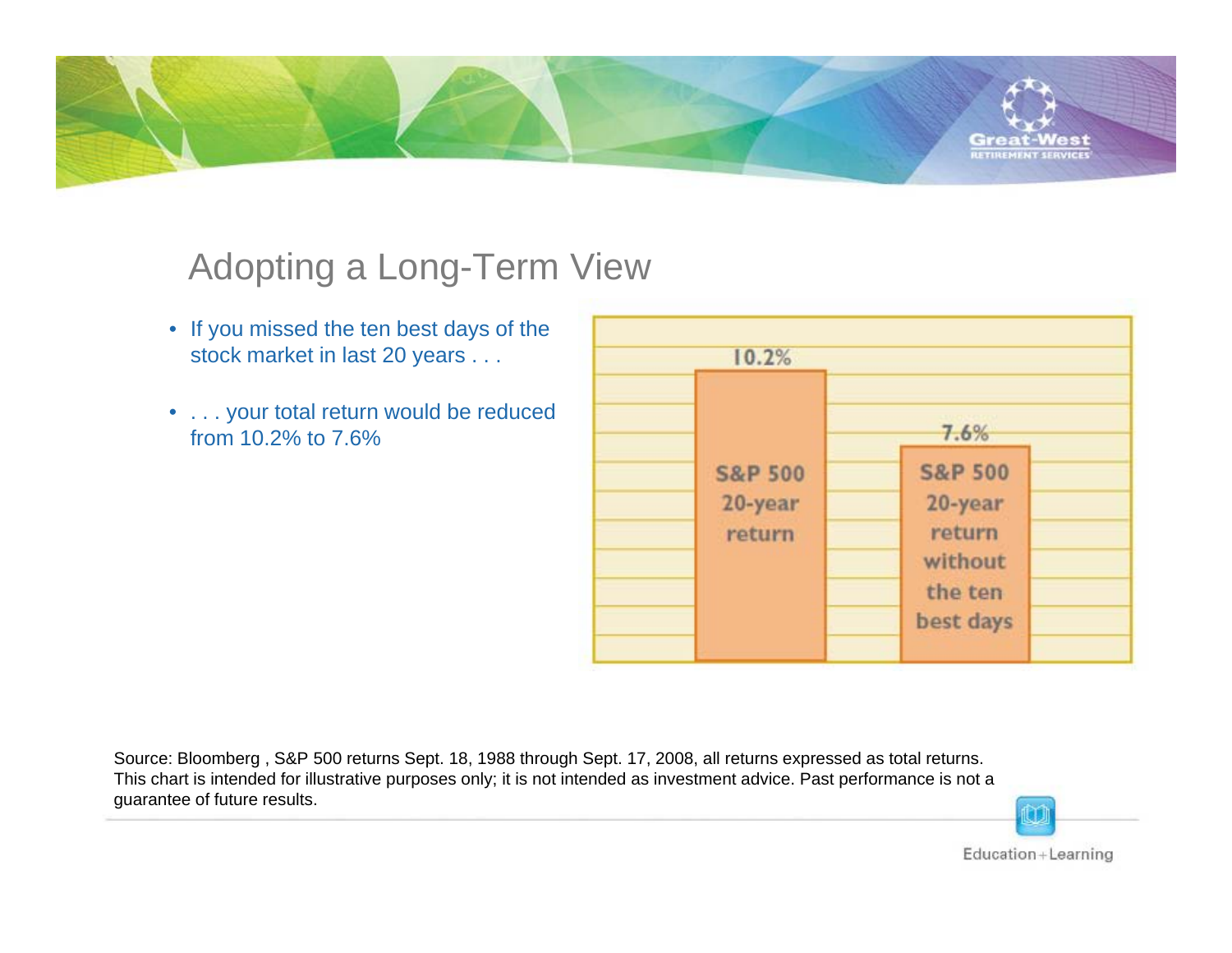# Adopting a Long-Term View

- If you missed the ten best days of the stock market in last 20 years . . .
- . . . your total return would be reduced from 10.2% to 7.6%

| S&P 500 20-year return | S&P 500 20-year return without the ten best days |
|---|---|
| 10.2% | 7.6% |

Source: Bloomberg , S&P 500 returns Sept. 18, 1988 through Sept. 17, 2008, all returns expressed as total returns. This chart is intended for illustrative purposes only; it is not intended as investment advice. Past performance is not a guarantee of future results.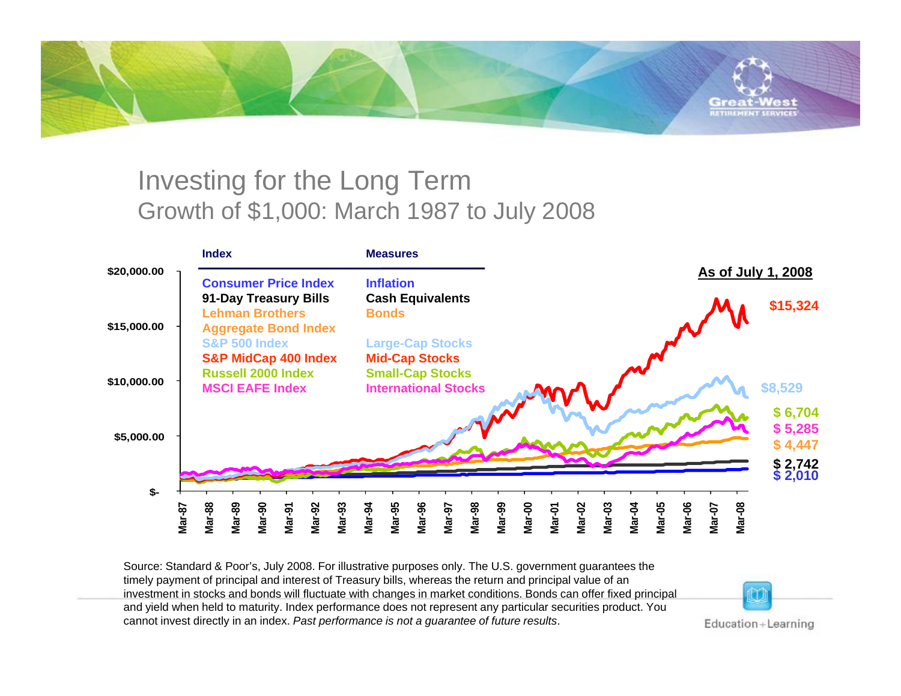# Investing for the Long Term

## Growth of $1,000: March 1987 to July 2008

| Index | Measures |
|---|---|
| Consumer Price Index | Inflation |
| 91-Day Treasury Bills | Cash Equivalents |
| Lehman Brothers Aggregate Bond Index | Bonds |
| S&P 500 Index | Large-Cap Stocks |
| S&P MidCap 400 Index | Mid-Cap Stocks |
| Russell 2000 Index | Small-Cap Stocks |
| MSCI EAFE Index | International Stocks |

**As of July 1, 2008**

- $15,324
- $8,529
- $ 6,704
- $ 5,285
- $ 4,447
- $ 2,742
- $ 2,010

Y-axis: $-, $5,000.00, $10,000.00, $15,000.00, $20,000.00

X-axis: Mar-87, Mar-88, Mar-89, Mar-90, Mar-91, Mar-92, Mar-93, Mar-94, Mar-95, Mar-96, Mar-97, Mar-98, Mar-99, Mar-00, Mar-01, Mar-02, Mar-03, Mar-04, Mar-05, Mar-06, Mar-07, Mar-08

Source: Standard & Poor's, July 2008. For illustrative purposes only. The U.S. government guarantees the timely payment of principal and interest of Treasury bills, whereas the return and principal value of an investment in stocks and bonds will fluctuate with changes in market conditions. Bonds can offer fixed principal and yield when held to maturity. Index performance does not represent any particular securities product. You cannot invest directly in an index. *Past performance is not a guarantee of future results*.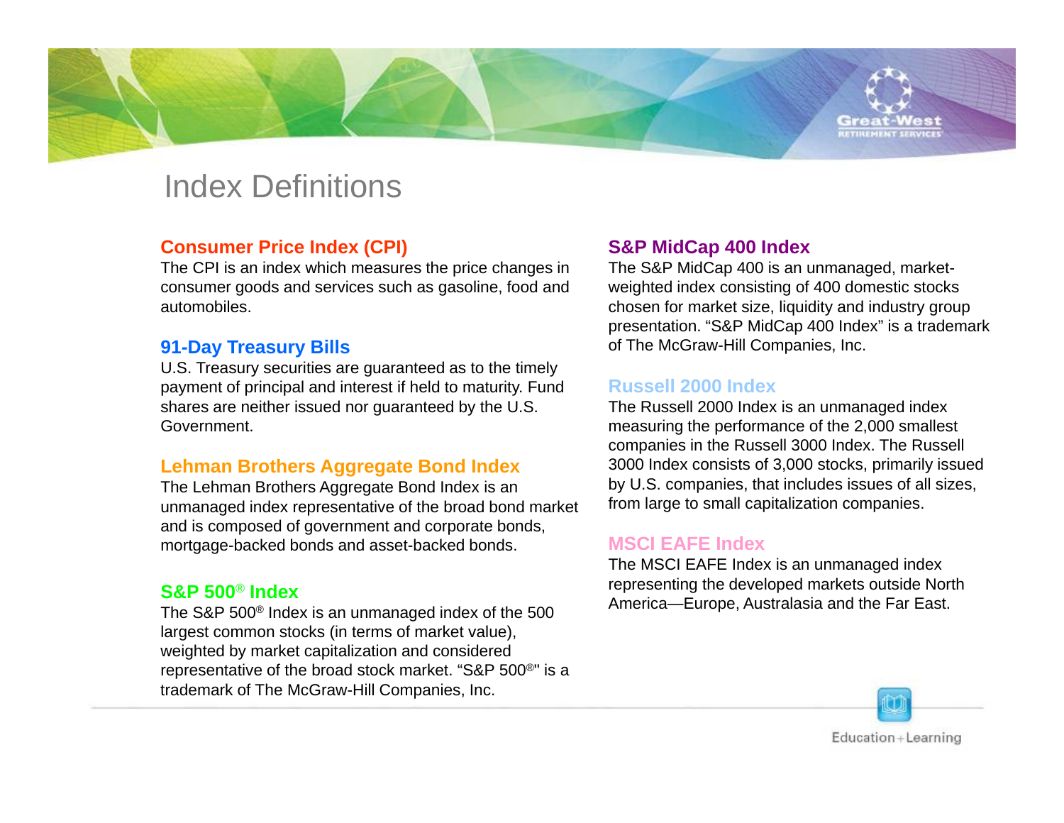# Index Definitions

### Consumer Price Index (CPI)

The CPI is an index which measures the price changes in consumer goods and services such as gasoline, food and automobiles.

### 91-Day Treasury Bills

U.S. Treasury securities are guaranteed as to the timely payment of principal and interest if held to maturity. Fund shares are neither issued nor guaranteed by the U.S. Government.

### Lehman Brothers Aggregate Bond Index

The Lehman Brothers Aggregate Bond Index is an unmanaged index representative of the broad bond market and is composed of government and corporate bonds, mortgage-backed bonds and asset-backed bonds.

### S&P 500® Index

The S&P 500® Index is an unmanaged index of the 500 largest common stocks (in terms of market value), weighted by market capitalization and considered representative of the broad stock market. "S&P 500®" is a trademark of The McGraw-Hill Companies, Inc.

### S&P MidCap 400 Index

The S&P MidCap 400 is an unmanaged, market-weighted index consisting of 400 domestic stocks chosen for market size, liquidity and industry group presentation. "S&P MidCap 400 Index" is a trademark of The McGraw-Hill Companies, Inc.

### Russell 2000 Index

The Russell 2000 Index is an unmanaged index measuring the performance of the 2,000 smallest companies in the Russell 3000 Index. The Russell 3000 Index consists of 3,000 stocks, primarily issued by U.S. companies, that includes issues of all sizes, from large to small capitalization companies.

### MSCI EAFE Index

The MSCI EAFE Index is an unmanaged index representing the developed markets outside North America—Europe, Australasia and the Far East.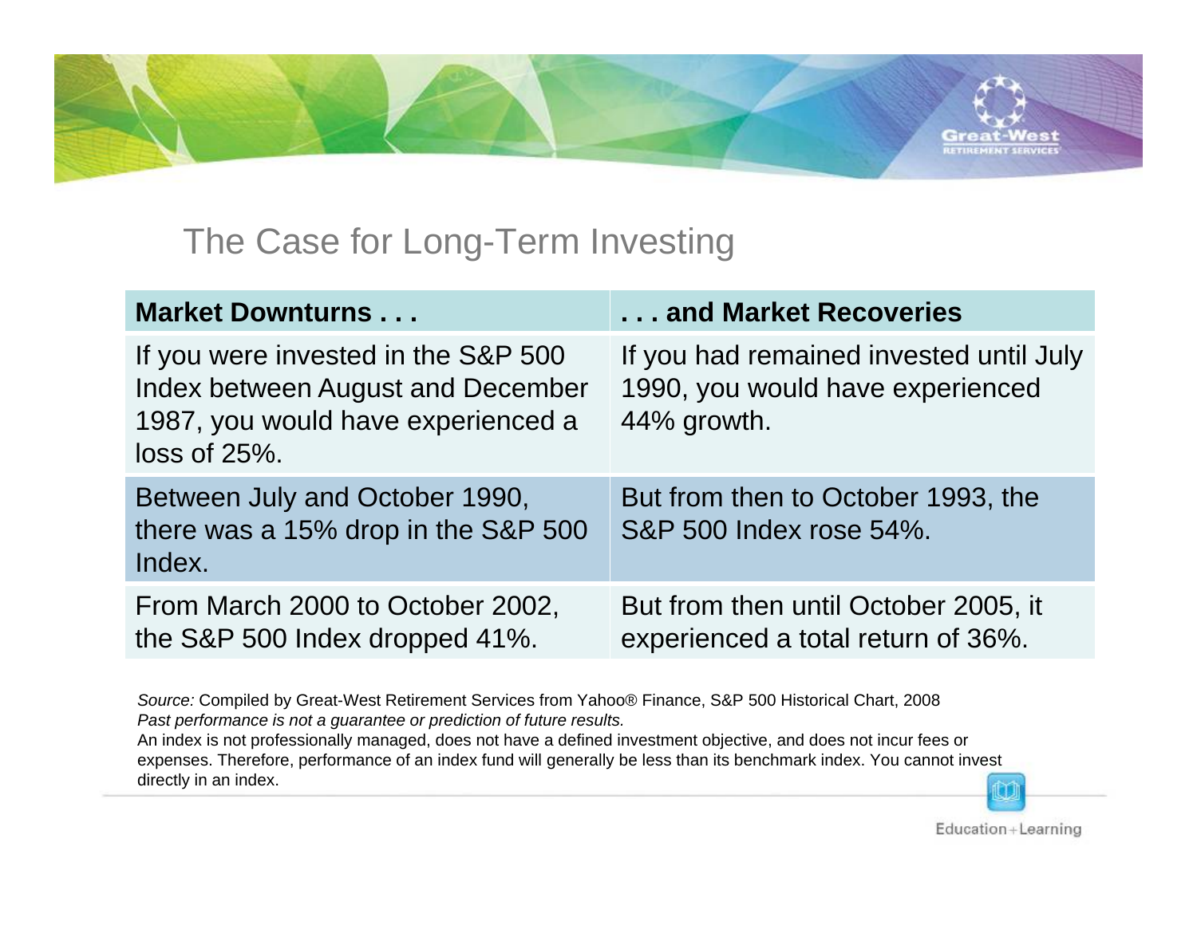## The Case for Long-Term Investing

| Market Downturns . . . | . . . and Market Recoveries |
|---|---|
| If you were invested in the S&P 500 Index between August and December 1987, you would have experienced a loss of 25%. | If you had remained invested until July 1990, you would have experienced 44% growth. |
| Between July and October 1990, there was a 15% drop in the S&P 500 Index. | But from then to October 1993, the S&P 500 Index rose 54%. |
| From March 2000 to October 2002, the S&P 500 Index dropped 41%. | But from then until October 2005, it experienced a total return of 36%. |

*Source:* Compiled by Great-West Retirement Services from Yahoo® Finance, S&P 500 Historical Chart, 2008
*Past performance is not a guarantee or prediction of future results.*
An index is not professionally managed, does not have a defined investment objective, and does not incur fees or expenses. Therefore, performance of an index fund will generally be less than its benchmark index. You cannot invest directly in an index.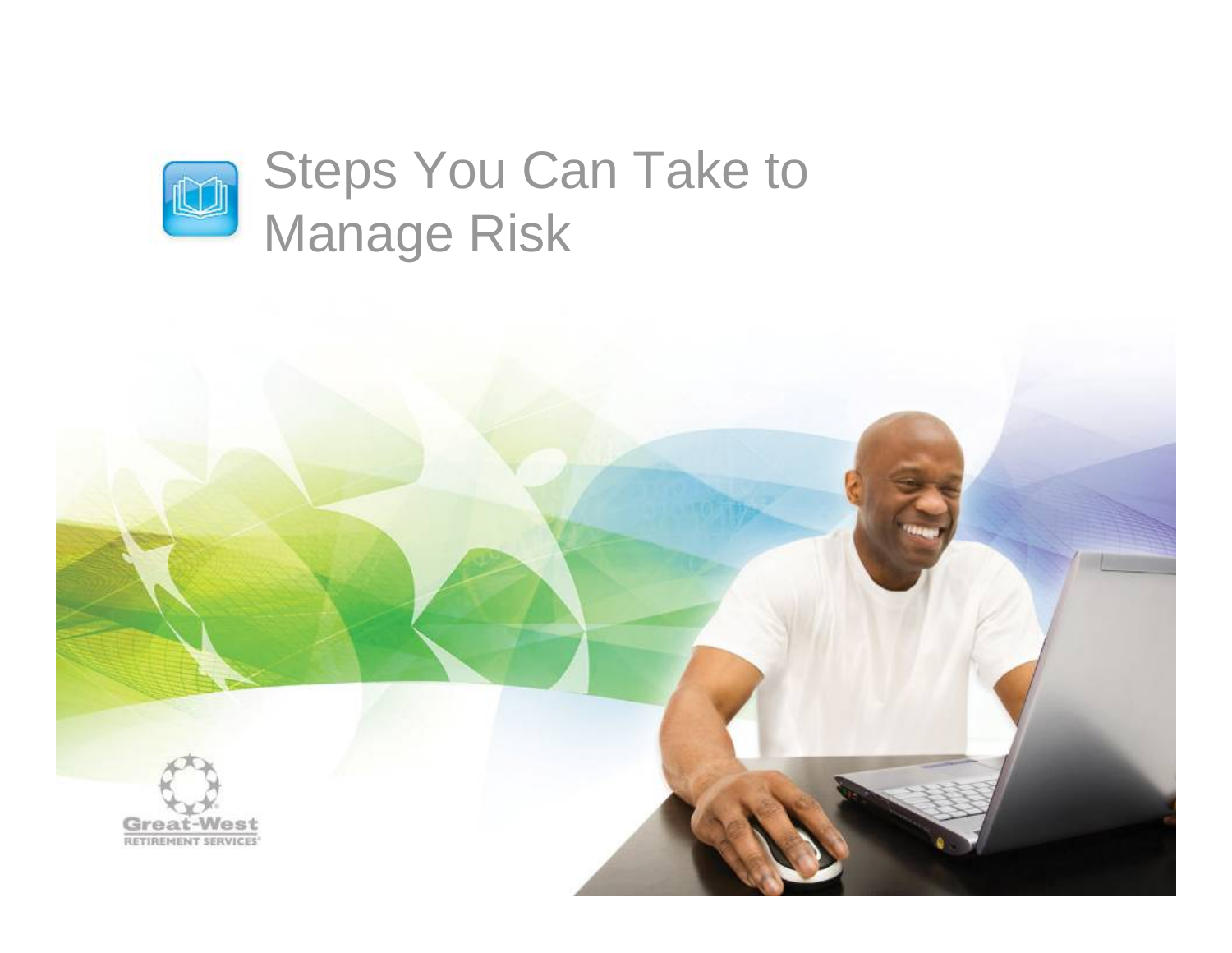# Steps You Can Take to Manage Risk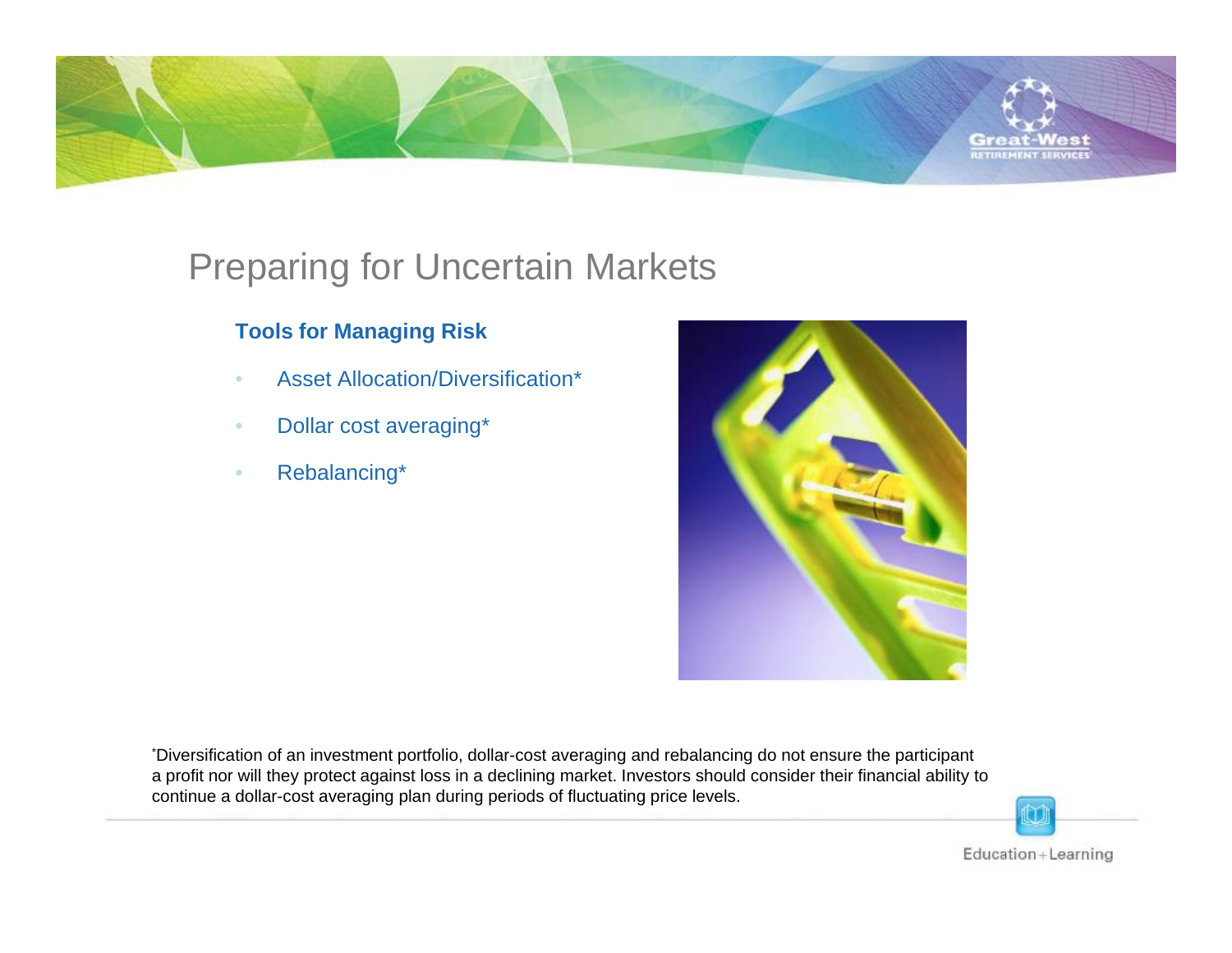# Preparing for Uncertain Markets

### Tools for Managing Risk

- Asset Allocation/Diversification*
- Dollar cost averaging*
- Rebalancing*

*Diversification of an investment portfolio, dollar-cost averaging and rebalancing do not ensure the participant a profit nor will they protect against loss in a declining market. Investors should consider their financial ability to continue a dollar-cost averaging plan during periods of fluctuating price levels.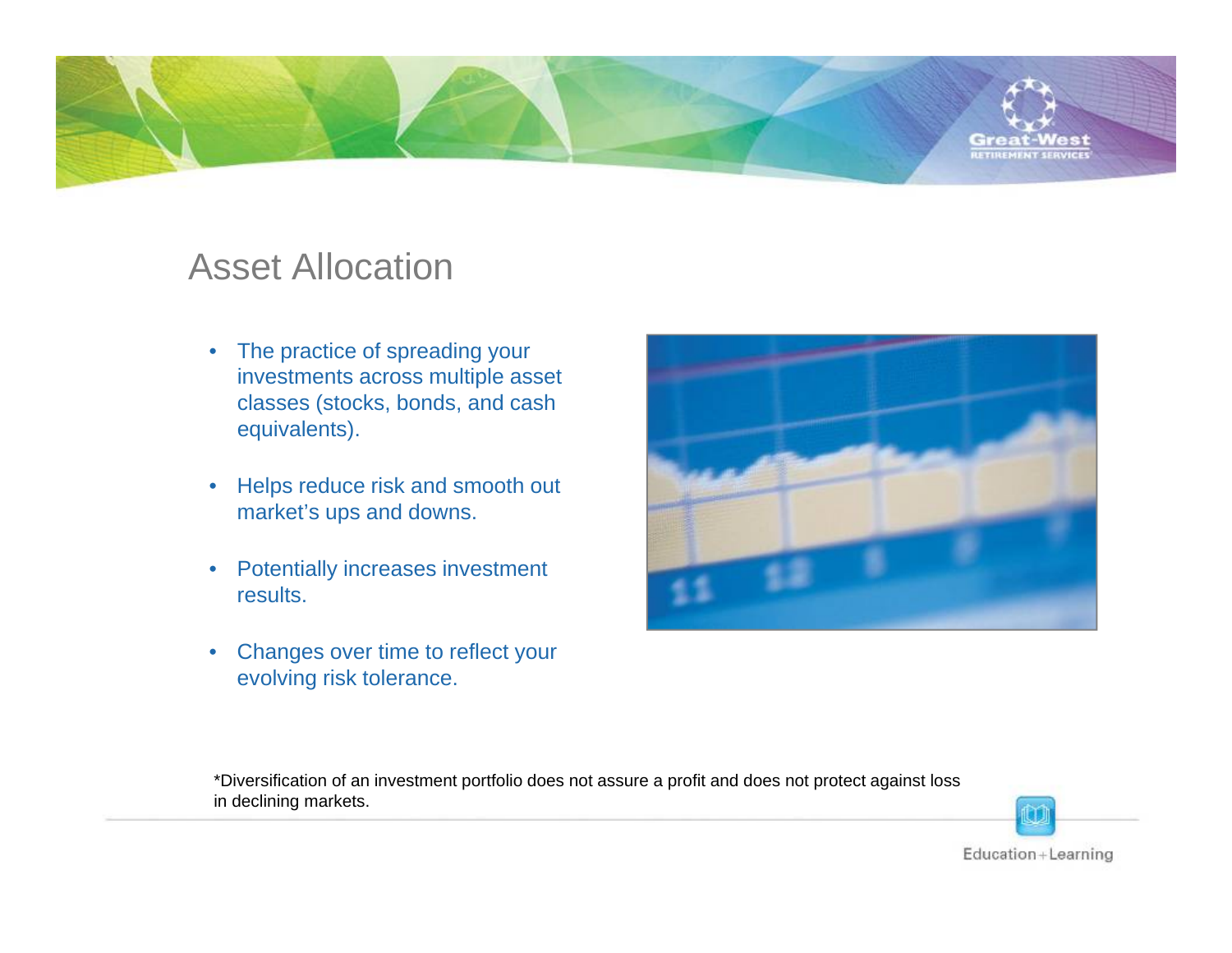# Asset Allocation

- The practice of spreading your investments across multiple asset classes (stocks, bonds, and cash equivalents).
- Helps reduce risk and smooth out market's ups and downs.
- Potentially increases investment results.
- Changes over time to reflect your evolving risk tolerance.

*Diversification of an investment portfolio does not assure a profit and does not protect against loss in declining markets.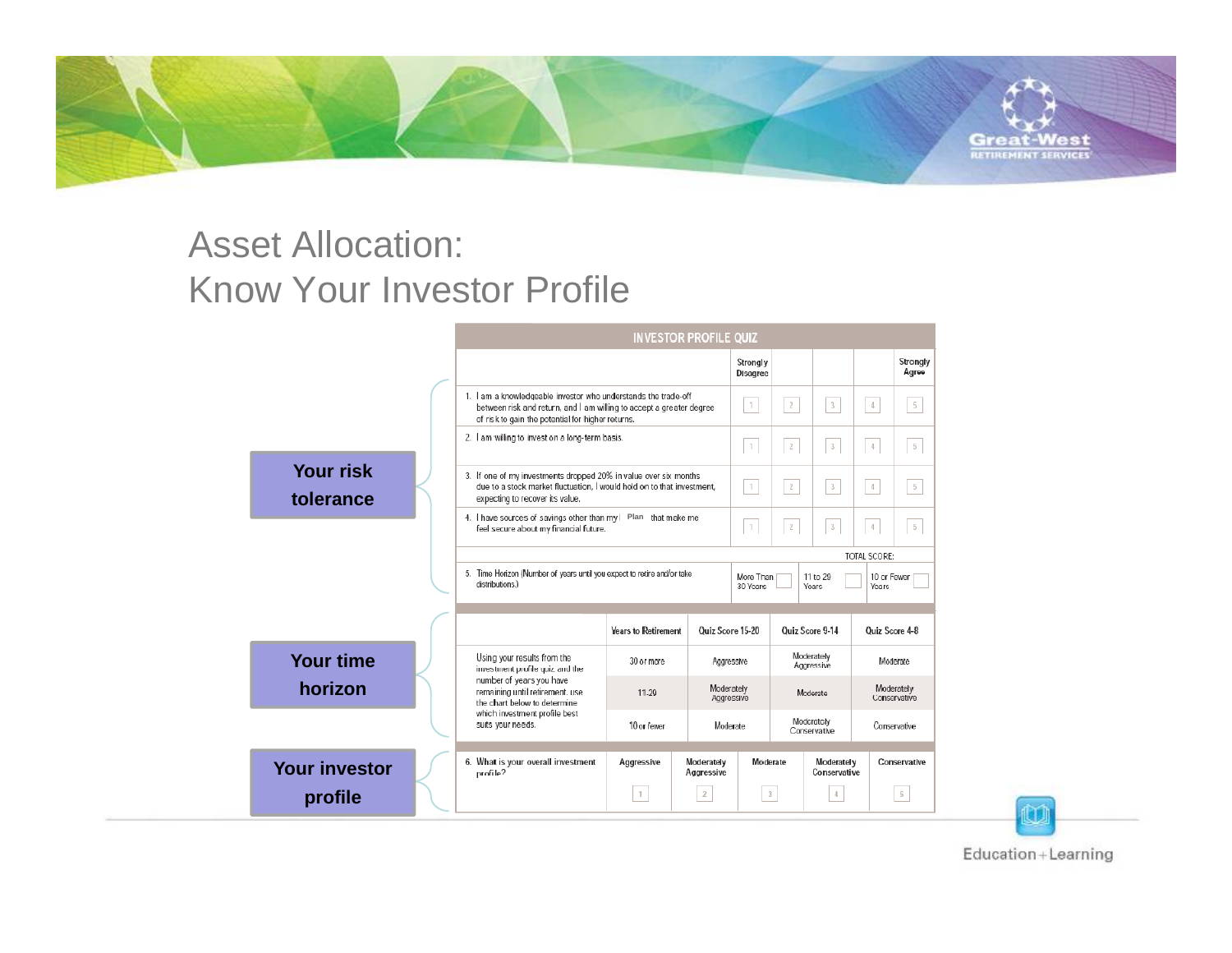# Asset Allocation: Know Your Investor Profile

**Your risk tolerance**

**Your time horizon**

**Your investor profile**

**INVESTOR PROFILE QUIZ**

| | Strongly Disagree | | | | Strongly Agree |
|---|---|---|---|---|---|
| 1. I am a knowledgeable investor who understands the trade-off between risk and return, and I am willing to accept a greater degree of risk to gain the potential for higher returns. | 1 | 2 | 3 | 4 | 5 |
| 2. I am willing to invest on a long-term basis. | 1 | 2 | 3 | 4 | 5 |
| 3. If one of my investments dropped 20% in value over six months due to a stock market fluctuation, I would hold on to that investment, expecting to recover its value. | 1 | 2 | 3 | 4 | 5 |
| 4. I have sources of savings other than my Plan that make me feel secure about my financial future. | 1 | 2 | 3 | 4 | 5 |
| TOTAL SCORE: | | | | | |

| 5. Time Horizon (Number of years until you expect to retire and/or take distributions.) | More Than 30 Years | 11 to 29 Years | 10 or Fewer Years |
|---|---|---|---|

| Using your results from the investment profile quiz and the number of years you have remaining until retirement, use the chart below to determine which investment profile best suits your needs. | Years to Retirement | Quiz Score 15-20 | Quiz Score 9-14 | Quiz Score 4-8 |
|---|---|---|---|---|
| | 30 or more | Aggressive | Moderately Aggressive | Moderate |
| | 11-20 | Moderately Aggressive | Moderate | Moderately Conservative |
| | 10 or fewer | Moderate | Moderately Conservative | Conservative |

| 6. What is your overall investment profile? | Aggressive | Moderately Aggressive | Moderate | Moderately Conservative | Conservative |
|---|---|---|---|---|---|
| | 1 | 2 | 3 | 4 | 5 |

Education + Learning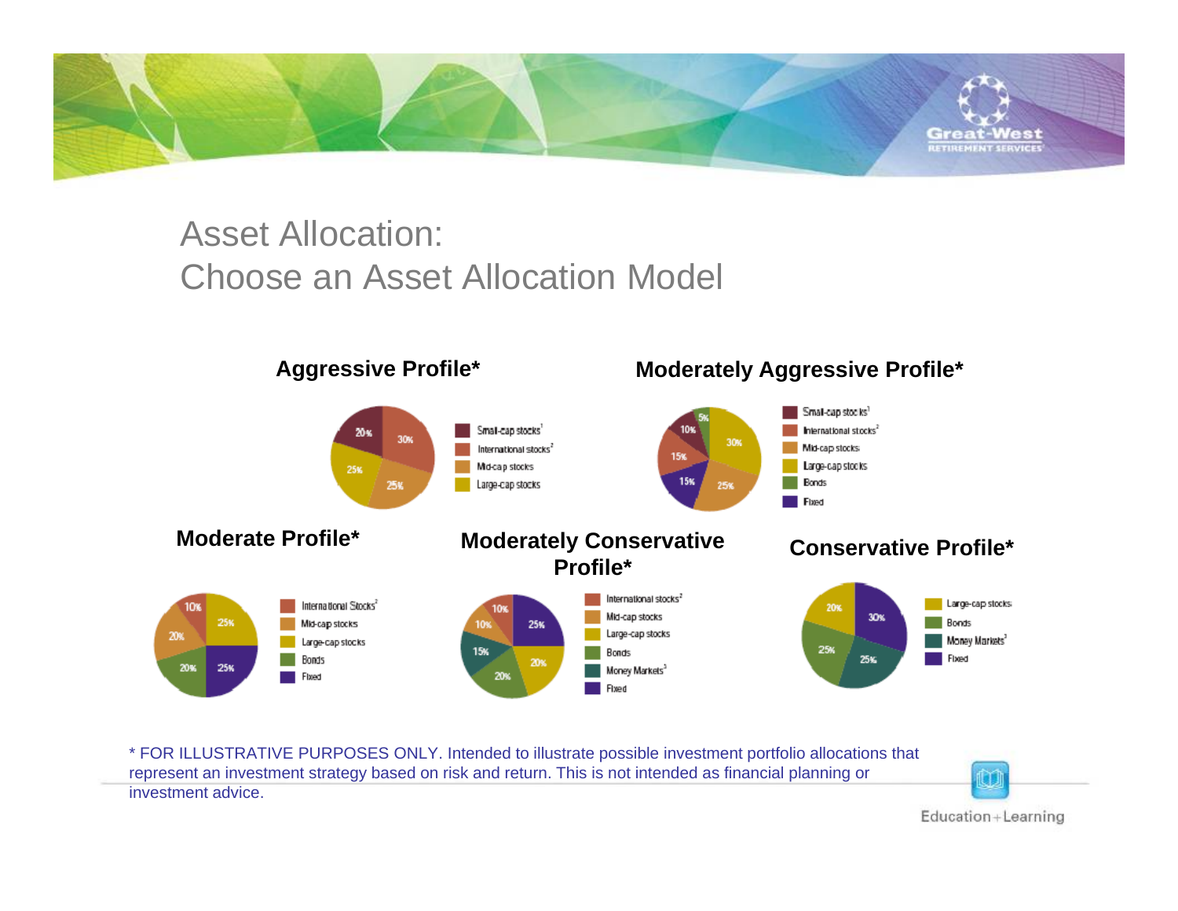# Asset Allocation: Choose an Asset Allocation Model

### Aggressive Profile*

- Small-cap stocks[1]: 20%
- International stocks[2]: 30%
- Mid-cap stocks: 25%
- Large-cap stocks: 25%

### Moderately Aggressive Profile*

- Small-cap stocks[1]: 10%
- International stocks[2]: 15%
- Mid-cap stocks: 25%
- Large-cap stocks: 30%
- Bonds: 5%
- Fixed: 15%

### Moderate Profile*

- International Stocks[2]: 10%
- Mid-cap stocks: 20%
- Large-cap stocks: 25%
- Bonds: 20%
- Fixed: 25%

### Moderately Conservative Profile*

- International stocks[2]: 10%
- Mid-cap stocks: 10%
- Large-cap stocks: 20%
- Bonds: 20%
- Money Markets[3]: 15%
- Fixed: 25%

### Conservative Profile*

- Large-cap stocks: 20%
- Bonds: 25%
- Money Markets[3]: 25%
- Fixed: 30%

* FOR ILLUSTRATIVE PURPOSES ONLY. Intended to illustrate possible investment portfolio allocations that represent an investment strategy based on risk and return. This is not intended as financial planning or investment advice.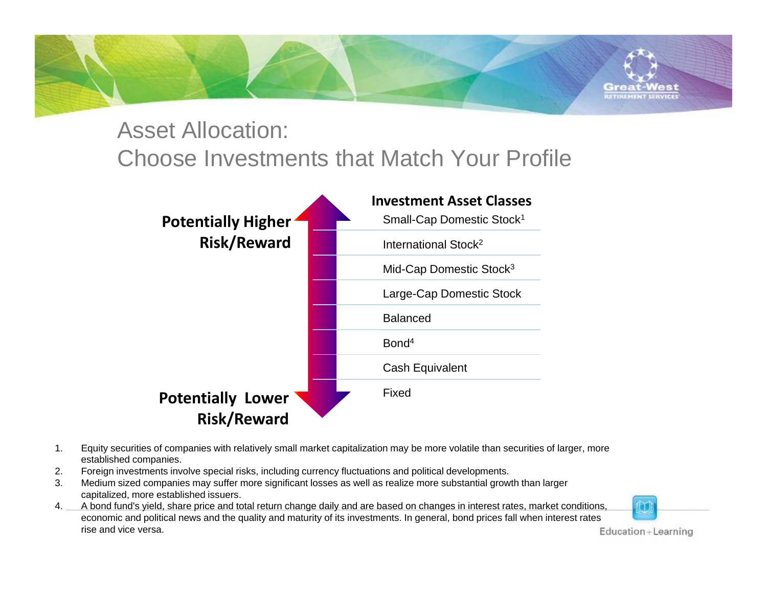# Asset Allocation:
# Choose Investments that Match Your Profile

**Potentially Higher Risk/Reward**

**Investment Asset Classes**

- Small-Cap Domestic Stock[1]
- International Stock[2]
- Mid-Cap Domestic Stock[3]
- Large-Cap Domestic Stock
- Balanced
- Bond[4]
- Cash Equivalent
- Fixed

**Potentially Lower Risk/Reward**

1. Equity securities of companies with relatively small market capitalization may be more volatile than securities of larger, more established companies.
2. Foreign investments involve special risks, including currency fluctuations and political developments.
3. Medium sized companies may suffer more significant losses as well as realize more substantial growth than larger capitalized, more established issuers.
4. A bond fund's yield, share price and total return change daily and are based on changes in interest rates, market conditions, economic and political news and the quality and maturity of its investments. In general, bond prices fall when interest rates rise and vice versa.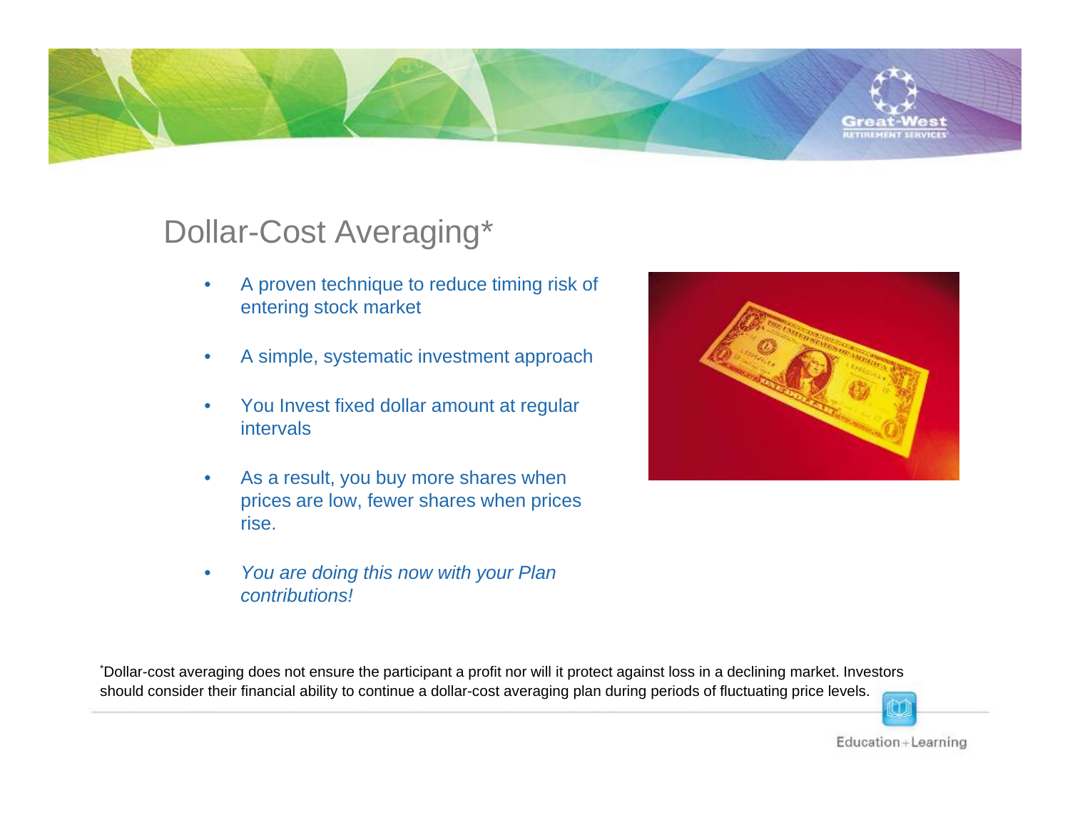# Dollar-Cost Averaging*

- A proven technique to reduce timing risk of entering stock market
- A simple, systematic investment approach
- You Invest fixed dollar amount at regular intervals
- As a result, you buy more shares when prices are low, fewer shares when prices rise.
- *You are doing this now with your Plan contributions!*

*Dollar-cost averaging does not ensure the participant a profit nor will it protect against loss in a declining market. Investors should consider their financial ability to continue a dollar-cost averaging plan during periods of fluctuating price levels.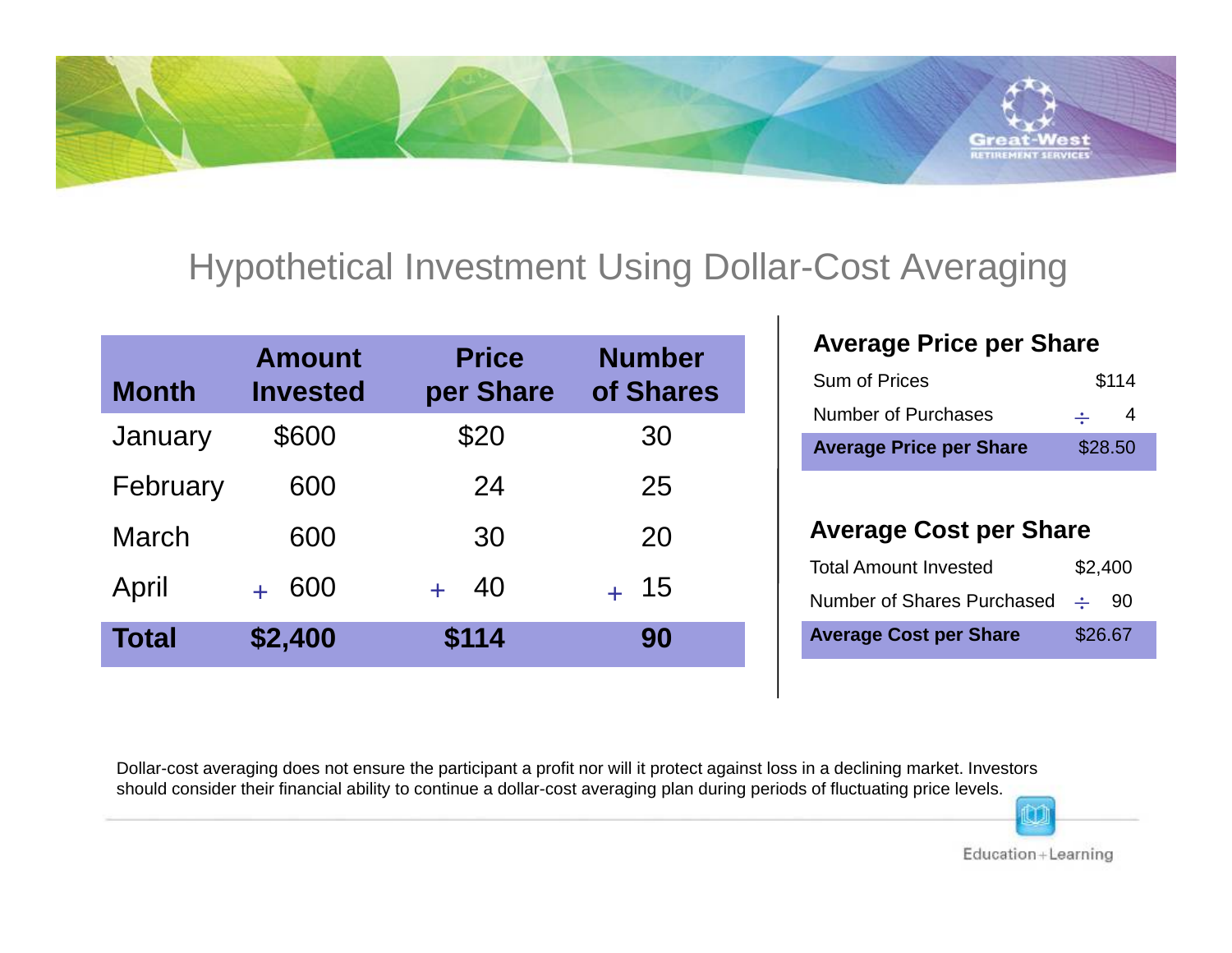# Hypothetical Investment Using Dollar-Cost Averaging

| Month | Amount Invested | Price per Share | Number of Shares |
|---|---|---|---|
| January | $600 | $20 | 30 |
| February | 600 | 24 | 25 |
| March | 600 | 30 | 20 |
| April | + 600 | + 40 | + 15 |
| **Total** | **$2,400** | **$114** | **90** |

### Average Price per Share

| | |
|---|---|
| Sum of Prices | $114 |
| Number of Purchases | ÷ 4 |
| **Average Price per Share** | $28.50 |

### Average Cost per Share

| | |
|---|---|
| Total Amount Invested | $2,400 |
| Number of Shares Purchased | ÷ 90 |
| **Average Cost per Share** | $26.67 |

Dollar-cost averaging does not ensure the participant a profit nor will it protect against loss in a declining market. Investors should consider their financial ability to continue a dollar-cost averaging plan during periods of fluctuating price levels.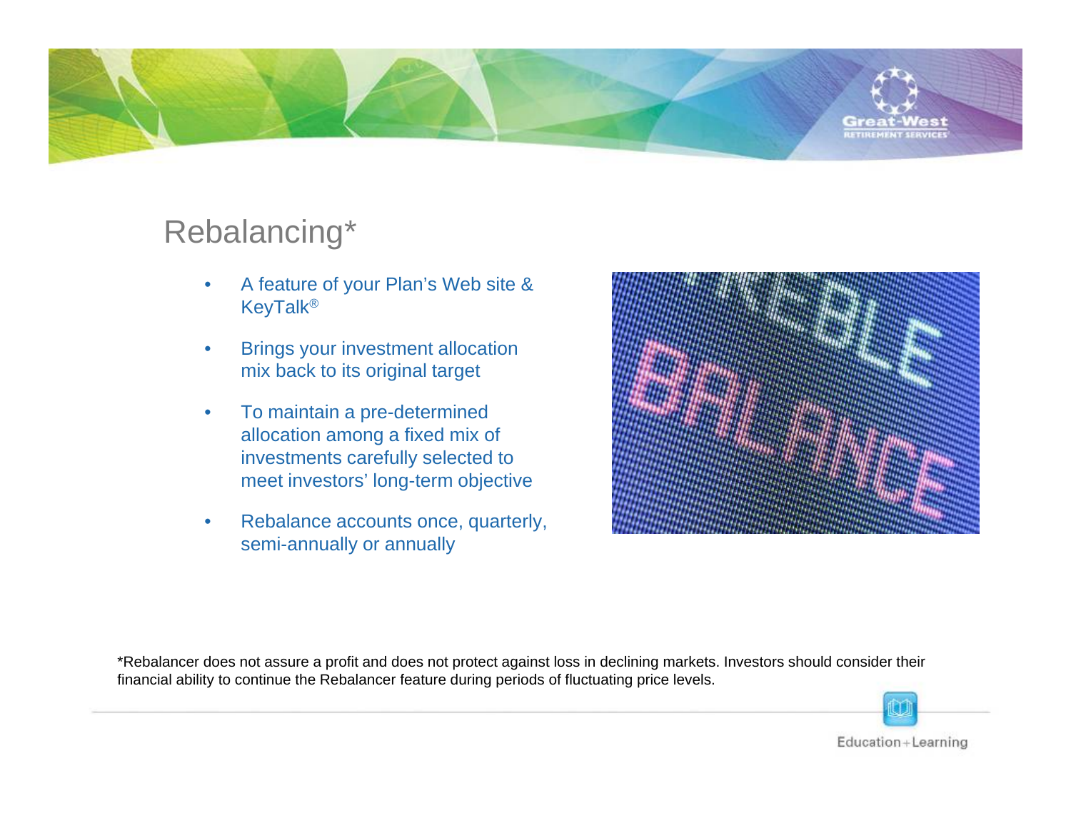# Rebalancing*

- A feature of your Plan's Web site & KeyTalk®
- Brings your investment allocation mix back to its original target
- To maintain a pre-determined allocation among a fixed mix of investments carefully selected to meet investors' long-term objective
- Rebalance accounts once, quarterly, semi-annually or annually

*Rebalancer does not assure a profit and does not protect against loss in declining markets. Investors should consider their financial ability to continue the Rebalancer feature during periods of fluctuating price levels.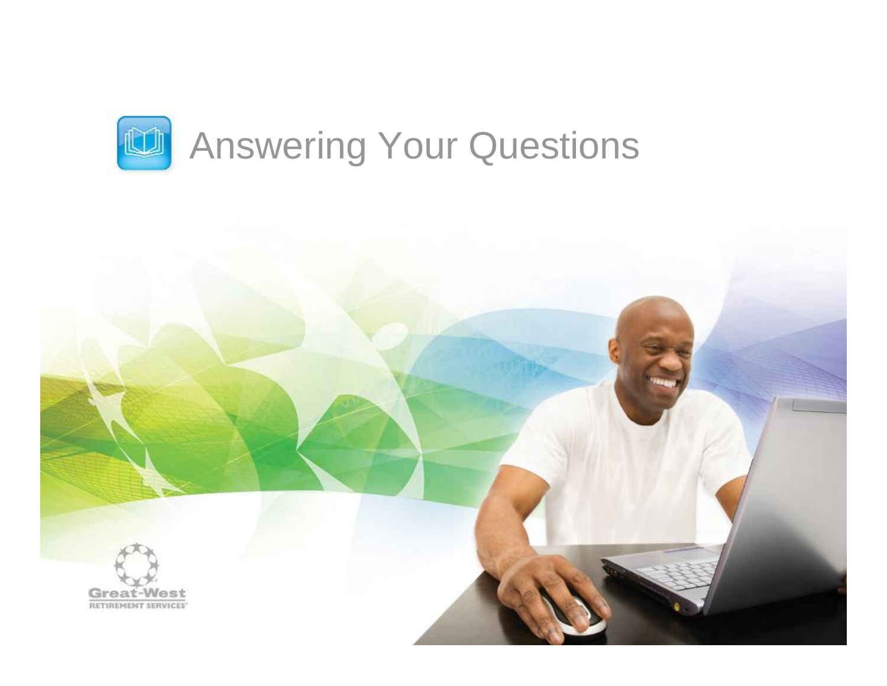# Answering Your Questions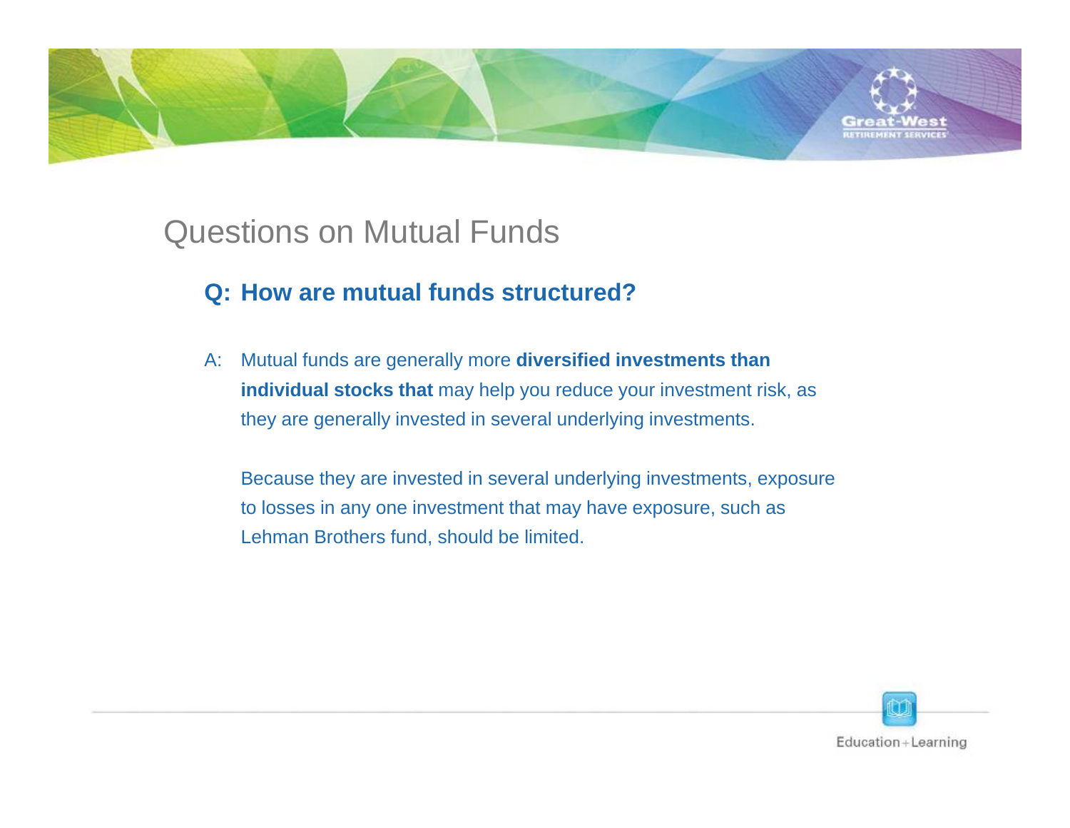# Questions on Mutual Funds

## Q: How are mutual funds structured?

A: Mutual funds are generally more **diversified investments than individual stocks that** may help you reduce your investment risk, as they are generally invested in several underlying investments.

Because they are invested in several underlying investments, exposure to losses in any one investment that may have exposure, such as Lehman Brothers fund, should be limited.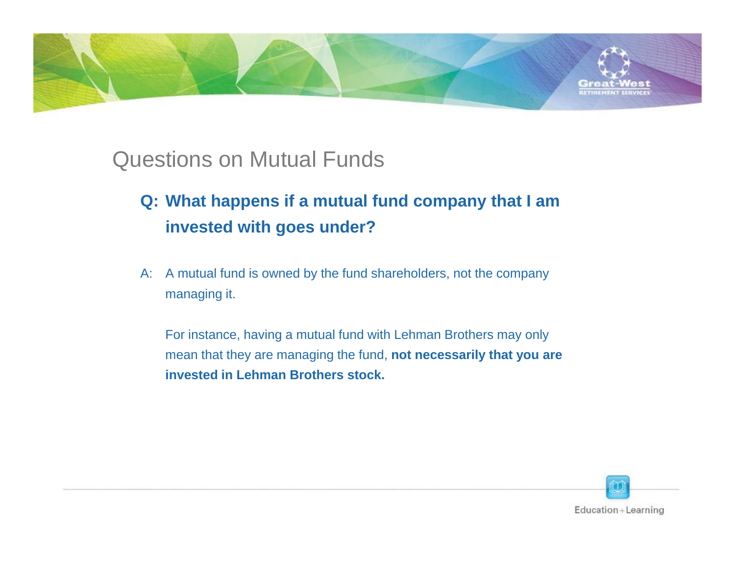# Questions on Mutual Funds

**Q: What happens if a mutual fund company that I am invested with goes under?**

A: A mutual fund is owned by the fund shareholders, not the company managing it.

For instance, having a mutual fund with Lehman Brothers may only mean that they are managing the fund, **not necessarily that you are invested in Lehman Brothers stock.**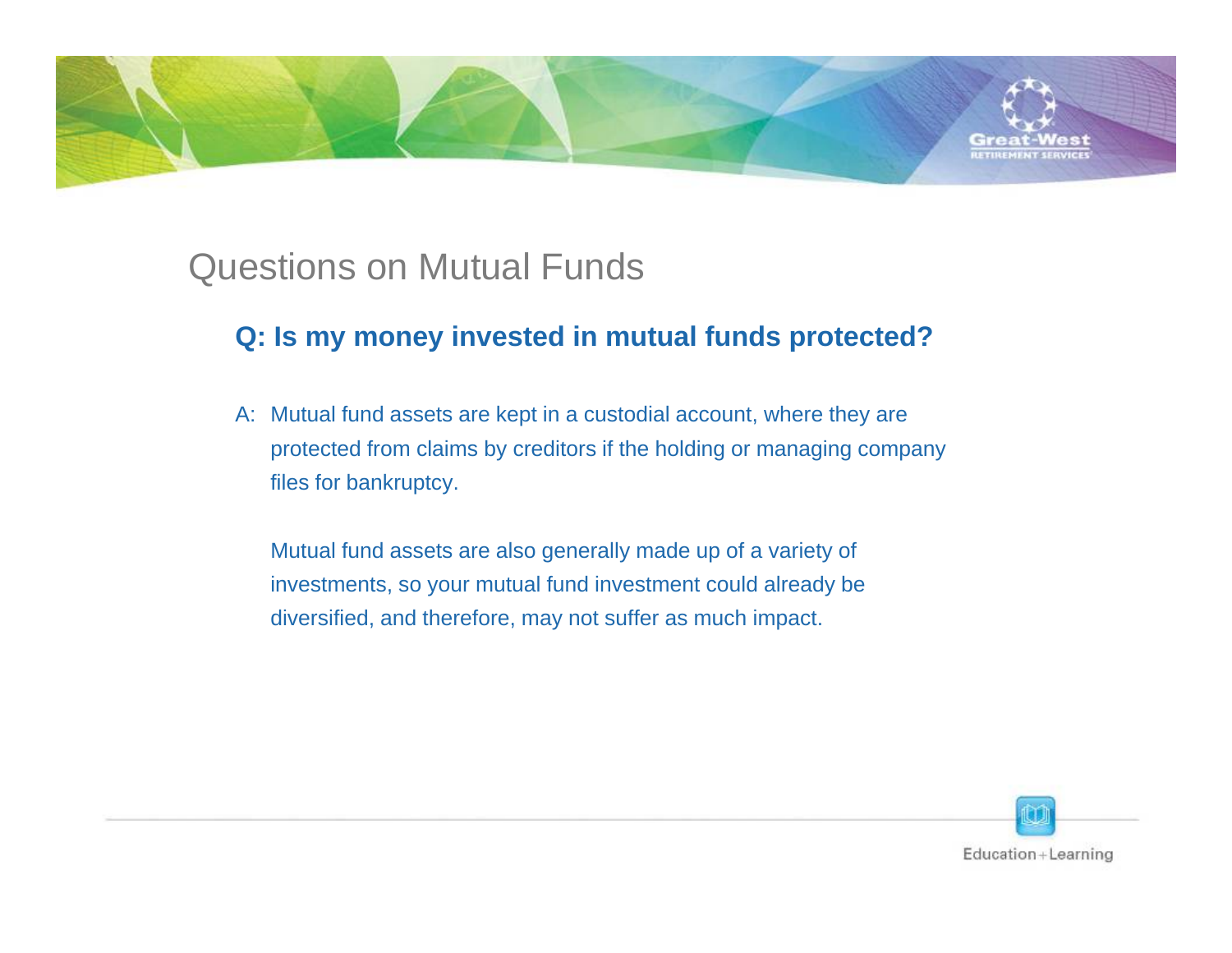# Questions on Mutual Funds

**Q: Is my money invested in mutual funds protected?**

A: Mutual fund assets are kept in a custodial account, where they are protected from claims by creditors if the holding or managing company files for bankruptcy.

Mutual fund assets are also generally made up of a variety of investments, so your mutual fund investment could already be diversified, and therefore, may not suffer as much impact.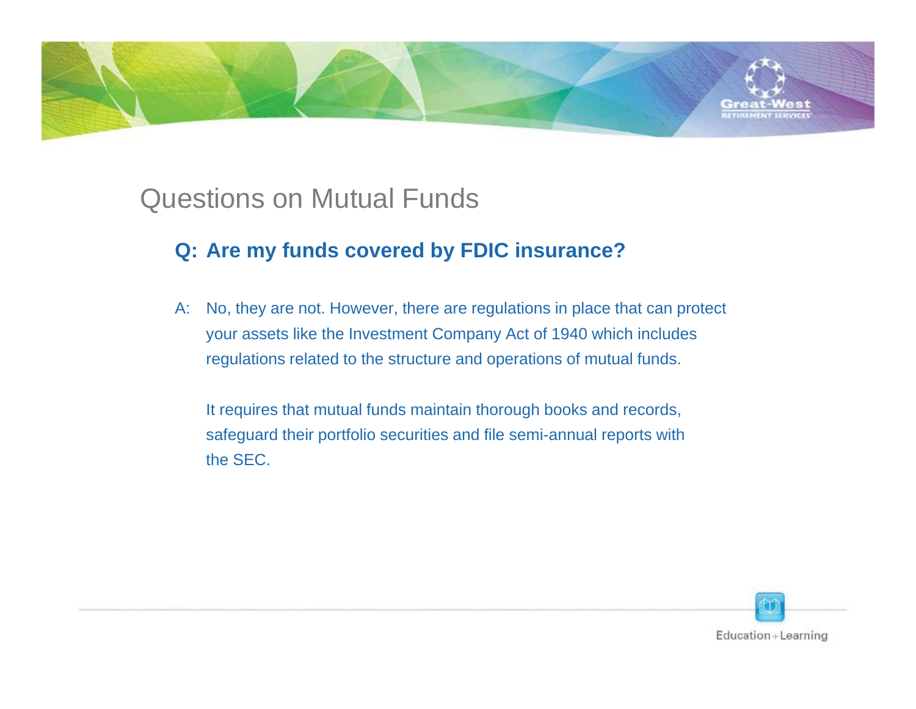# Questions on Mutual Funds

**Q: Are my funds covered by FDIC insurance?**

A: No, they are not. However, there are regulations in place that can protect your assets like the Investment Company Act of 1940 which includes regulations related to the structure and operations of mutual funds.

It requires that mutual funds maintain thorough books and records, safeguard their portfolio securities and file semi-annual reports with the SEC.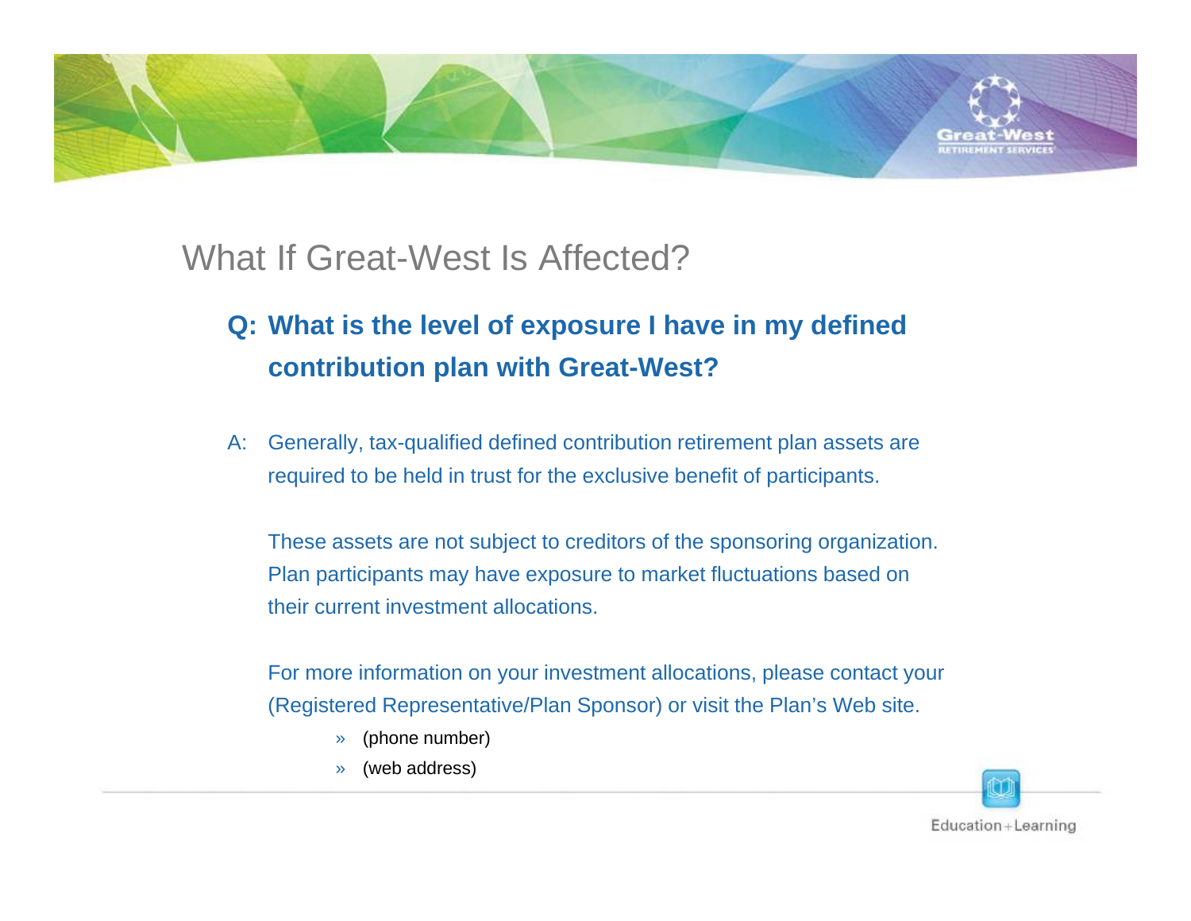# What If Great-West Is Affected?

**Q: What is the level of exposure I have in my defined contribution plan with Great-West?**

A: Generally, tax-qualified defined contribution retirement plan assets are required to be held in trust for the exclusive benefit of participants.

These assets are not subject to creditors of the sponsoring organization. Plan participants may have exposure to market fluctuations based on their current investment allocations.

For more information on your investment allocations, please contact your (Registered Representative/Plan Sponsor) or visit the Plan's Web site.

- (phone number)
- (web address)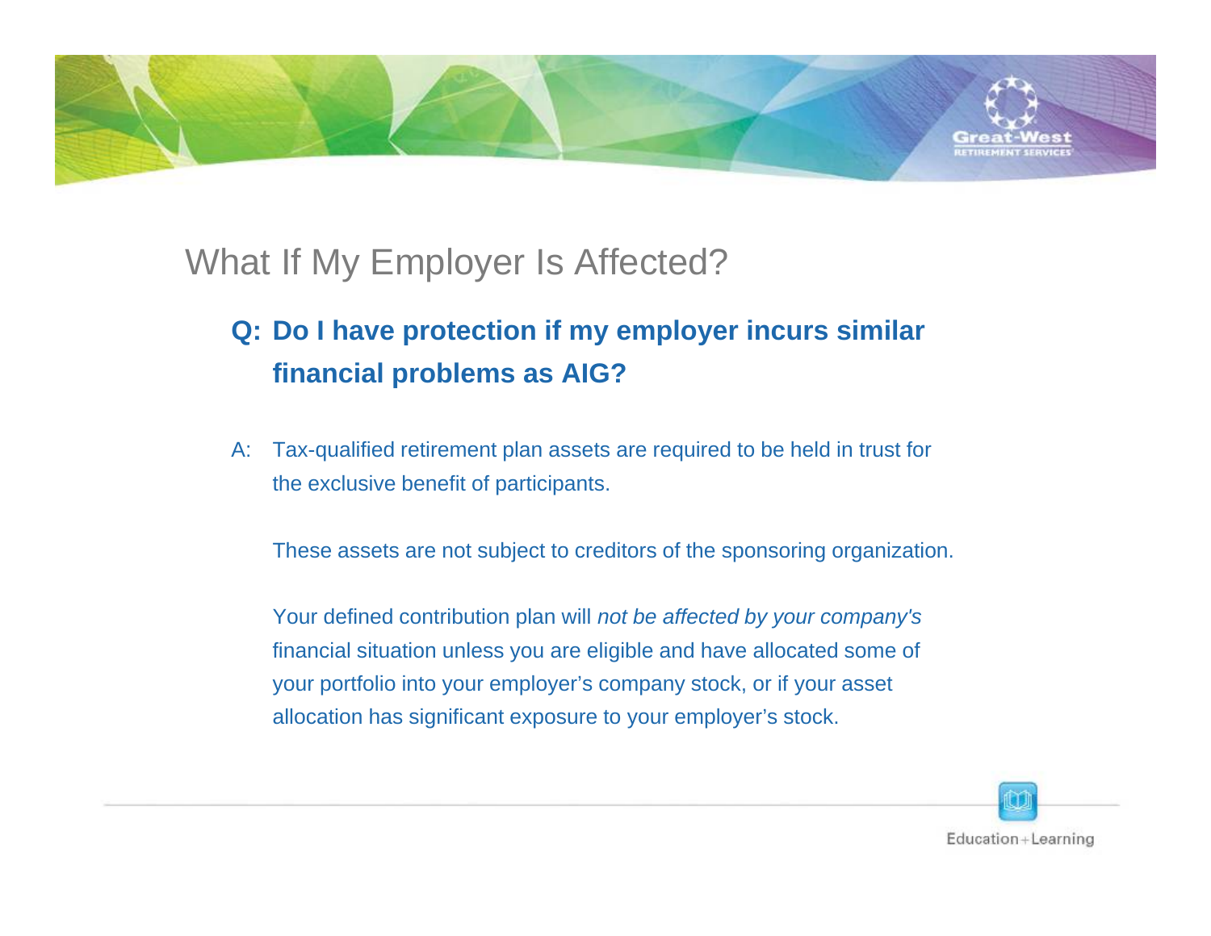# What If My Employer Is Affected?

**Q: Do I have protection if my employer incurs similar financial problems as AIG?**

A: Tax-qualified retirement plan assets are required to be held in trust for the exclusive benefit of participants.

These assets are not subject to creditors of the sponsoring organization.

Your defined contribution plan will *not be affected by your company's* financial situation unless you are eligible and have allocated some of your portfolio into your employer's company stock, or if your asset allocation has significant exposure to your employer's stock.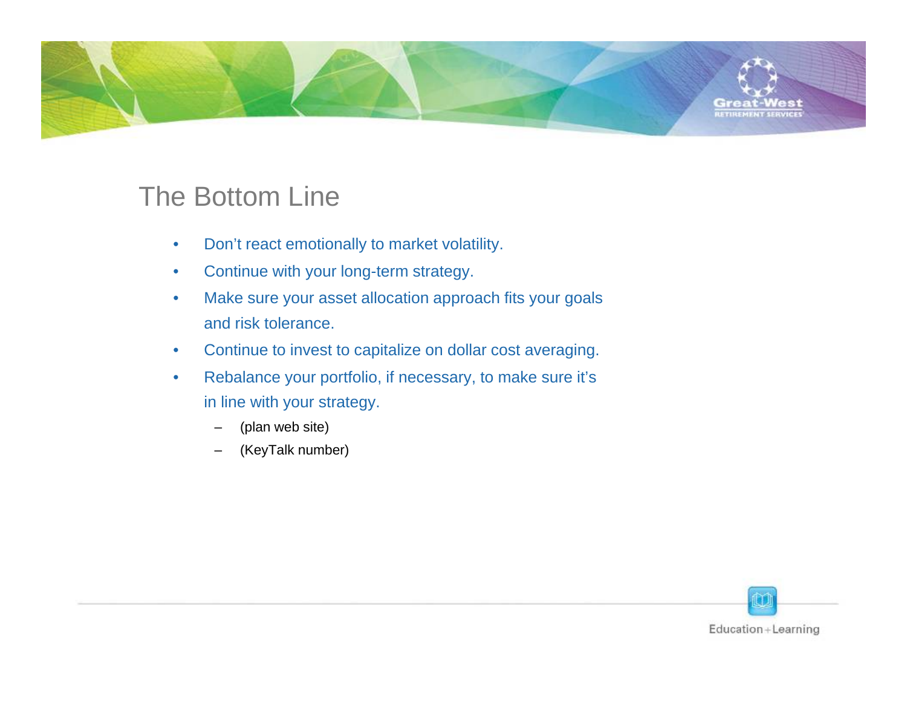## The Bottom Line

- Don't react emotionally to market volatility.
- Continue with your long-term strategy.
- Make sure your asset allocation approach fits your goals and risk tolerance.
- Continue to invest to capitalize on dollar cost averaging.
- Rebalance your portfolio, if necessary, to make sure it's in line with your strategy.
  - (plan web site)
  - (KeyTalk number)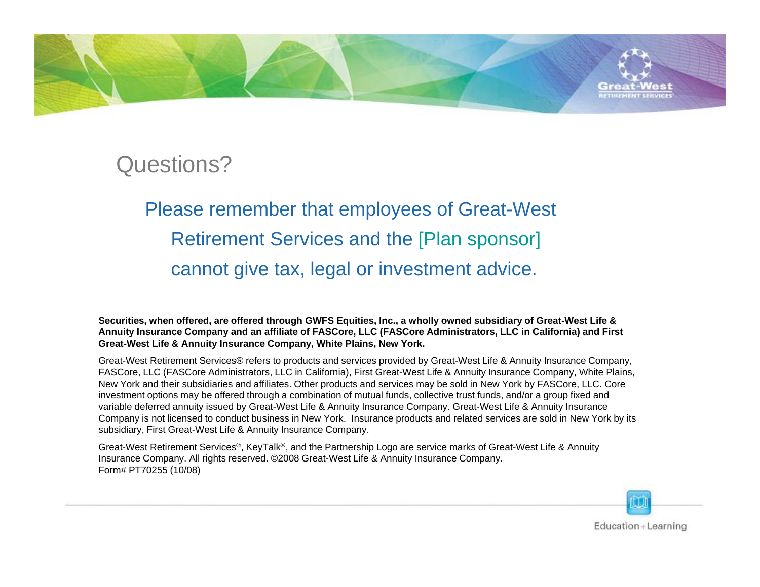# Questions?

Please remember that employees of Great-West Retirement Services and the [Plan sponsor] cannot give tax, legal or investment advice.

**Securities, when offered, are offered through GWFS Equities, Inc., a wholly owned subsidiary of Great-West Life & Annuity Insurance Company and an affiliate of FASCore, LLC (FASCore Administrators, LLC in California) and First Great-West Life & Annuity Insurance Company, White Plains, New York.**

Great-West Retirement Services® refers to products and services provided by Great-West Life & Annuity Insurance Company, FASCore, LLC (FASCore Administrators, LLC in California), First Great-West Life & Annuity Insurance Company, White Plains, New York and their subsidiaries and affiliates. Other products and services may be sold in New York by FASCore, LLC. Core investment options may be offered through a combination of mutual funds, collective trust funds, and/or a group fixed and variable deferred annuity issued by Great-West Life & Annuity Insurance Company. Great-West Life & Annuity Insurance Company is not licensed to conduct business in New York. Insurance products and related services are sold in New York by its subsidiary, First Great-West Life & Annuity Insurance Company.

Great-West Retirement Services®, KeyTalk®, and the Partnership Logo are service marks of Great-West Life & Annuity Insurance Company. All rights reserved. ©2008 Great-West Life & Annuity Insurance Company.
Form# PT70255 (10/08)